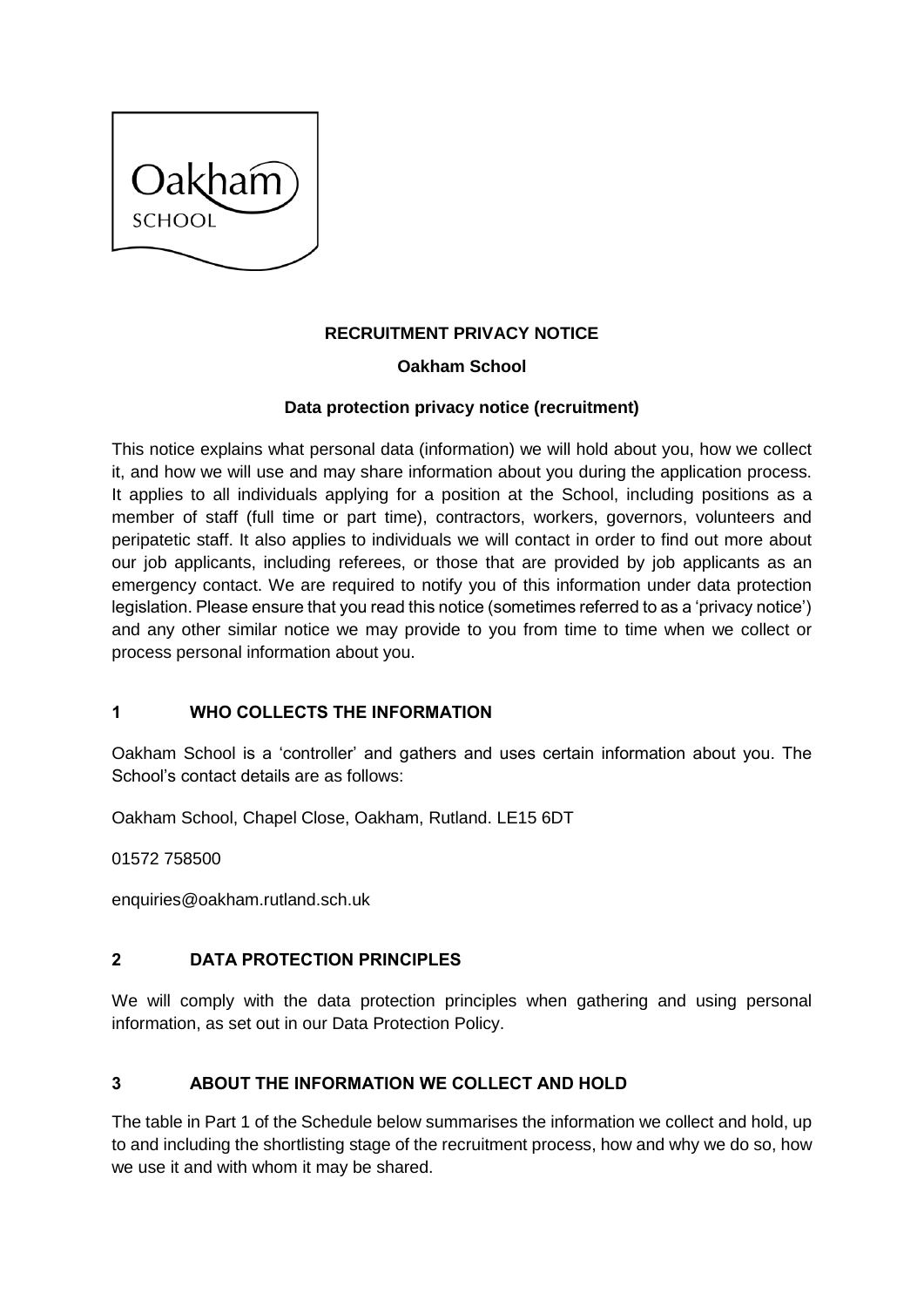**RECRUITMENT PRIVACY NOTICE**

**Oakham School**

**Data protection privacy notice (recruitment)**

This notice explains what personal data (information) we will hold about you, how we collect it, and how we will use and may share information about you during the application process. It applies to all individuals applying for a position at the School, including positions as a member of staff (full time or part time), contractors, workers, governors, volunteers and peripatetic staff. It also applies to individuals we will contact in order to find out more about our job applicants, including referees, or those that are provided by job applicants as an emergency contact. We are required to notify you of this information under data protection legislation. Please ensure that you read this notice (sometimes referred to as a 'privacy notice') and any other similar notice we may provide to you from time to time when we collect or process personal information about you.

## 1 WHO COLLECTS THE INFORMATION

Oakham School is a 'controller' and gathers and uses certain information about you. The School's contact details are as follows:

Oakham School, Chapel Close, Oakham, Rutland. LE15 6DT

01572 758500

enquiries@oakham.rutland.sch.uk

## 2 DATA PROTECTION PRINCIPLES

We will comply with the data protection principles when gathering and using personal information, as set out in our Data Protection Policy.

## 3 ABOUT THE INFORMATION WE COLLECT AND HOLD

The table in Part 1 of the Schedule below summarises the information we collect and hold, up to and including the shortlisting stage of the recruitment process, how and why we do so, how we use it and with whom it may be shared.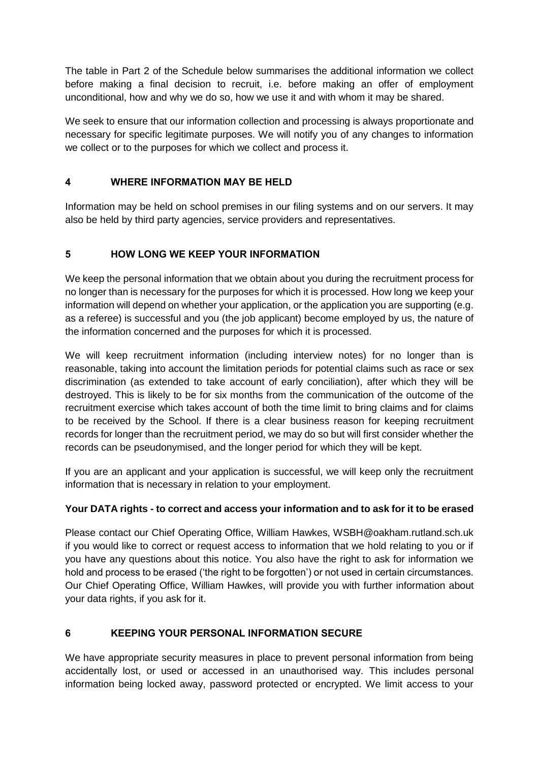The table in Part 2 of the Schedule below summarises the additional information we collect before making a final decision to recruit, i.e. before making an offer of employment unconditional, how and why we do so, how we use it and with whom it may be shared.

We seek to ensure that our information collection and processing is always proportionate and necessary for specific legitimate purposes. We will notify you of any changes to information we collect or to the purposes for which we collect and process it.

## 4 WHERE INFORMATION MAY BE HELD

Information may be held on school premises in our filing systems and on our servers. It may also be held by third party agencies, service providers and representatives.

## 5 HOW LONG WE KEEP YOUR INFORMATION

We keep the personal information that we obtain about you during the recruitment process for no longer than is necessary for the purposes for which it is processed. How long we keep your information will depend on whether your application, or the application you are supporting (e.g. as a referee) is successful and you (the job applicant) become employed by us, the nature of the information concerned and the purposes for which it is processed.

We will keep recruitment information (including interview notes) for no longer than is reasonable, taking into account the limitation periods for potential claims such as race or sex discrimination (as extended to take account of early conciliation), after which they will be destroyed. This is likely to be for six months from the communication of the outcome of the recruitment exercise which takes account of both the time limit to bring claims and for claims to be received by the School. If there is a clear business reason for keeping recruitment records for longer than the recruitment period, we may do so but will first consider whether the records can be pseudonymised, and the longer period for which they will be kept.

If you are an applicant and your application is successful, we will keep only the recruitment information that is necessary in relation to your employment.

**Your DATA rights - to correct and access your information and to ask for it to be erased**

Please contact our Chief Operating Office, William Hawkes, WSBH@oakham.rutland.sch.uk if you would like to correct or request access to information that we hold relating to you or if you have any questions about this notice. You also have the right to ask for information we hold and process to be erased ('the right to be forgotten') or not used in certain circumstances. Our Chief Operating Office, William Hawkes, will provide you with further information about your data rights, if you ask for it.

## 6 KEEPING YOUR PERSONAL INFORMATION SECURE

We have appropriate security measures in place to prevent personal information from being accidentally lost, or used or accessed in an unauthorised way. This includes personal information being locked away, password protected or encrypted. We limit access to your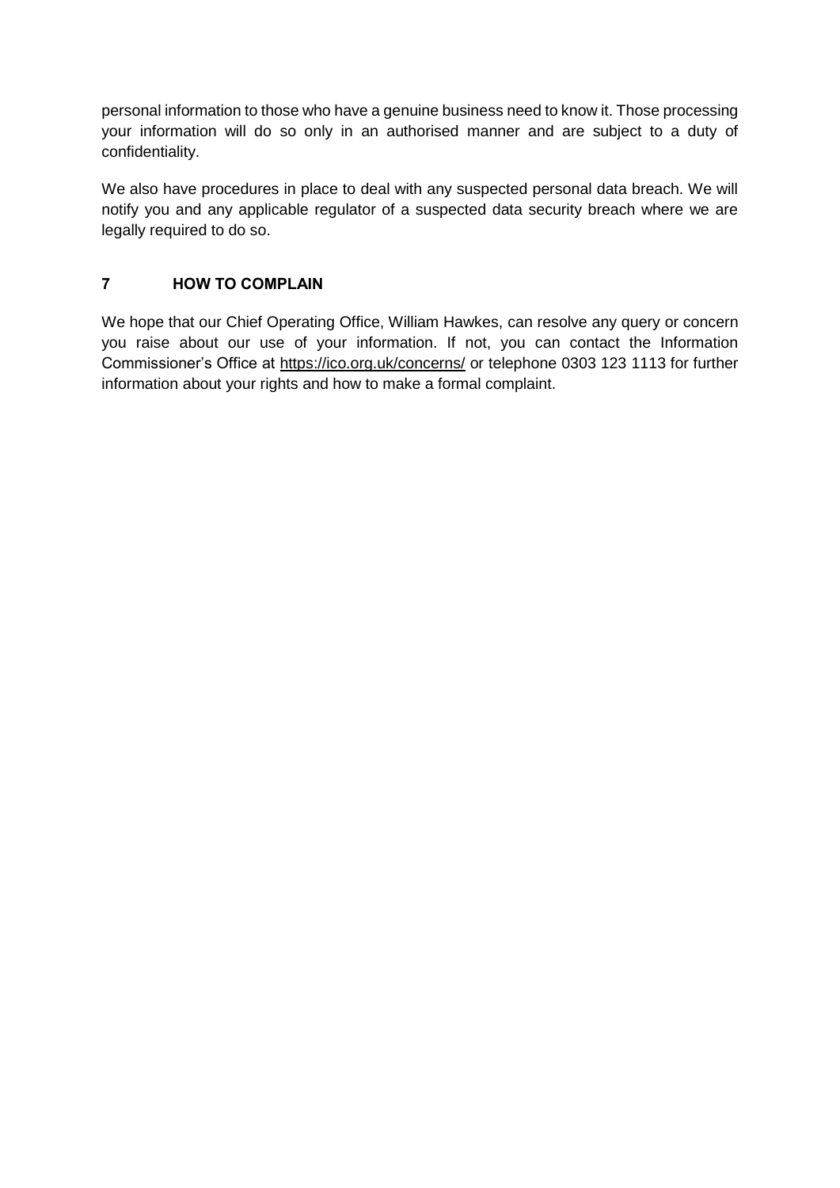personal information to those who have a genuine business need to know it. Those processing your information will do so only in an authorised manner and are subject to a duty of confidentiality.

We also have procedures in place to deal with any suspected personal data breach. We will notify you and any applicable regulator of a suspected data security breach where we are legally required to do so.

## 7 HOW TO COMPLAIN

We hope that our Chief Operating Office, William Hawkes, can resolve any query or concern you raise about our use of your information. If not, you can contact the Information Commissioner's Office at https://ico.org.uk/concerns/ or telephone 0303 123 1113 for further information about your rights and how to make a formal complaint.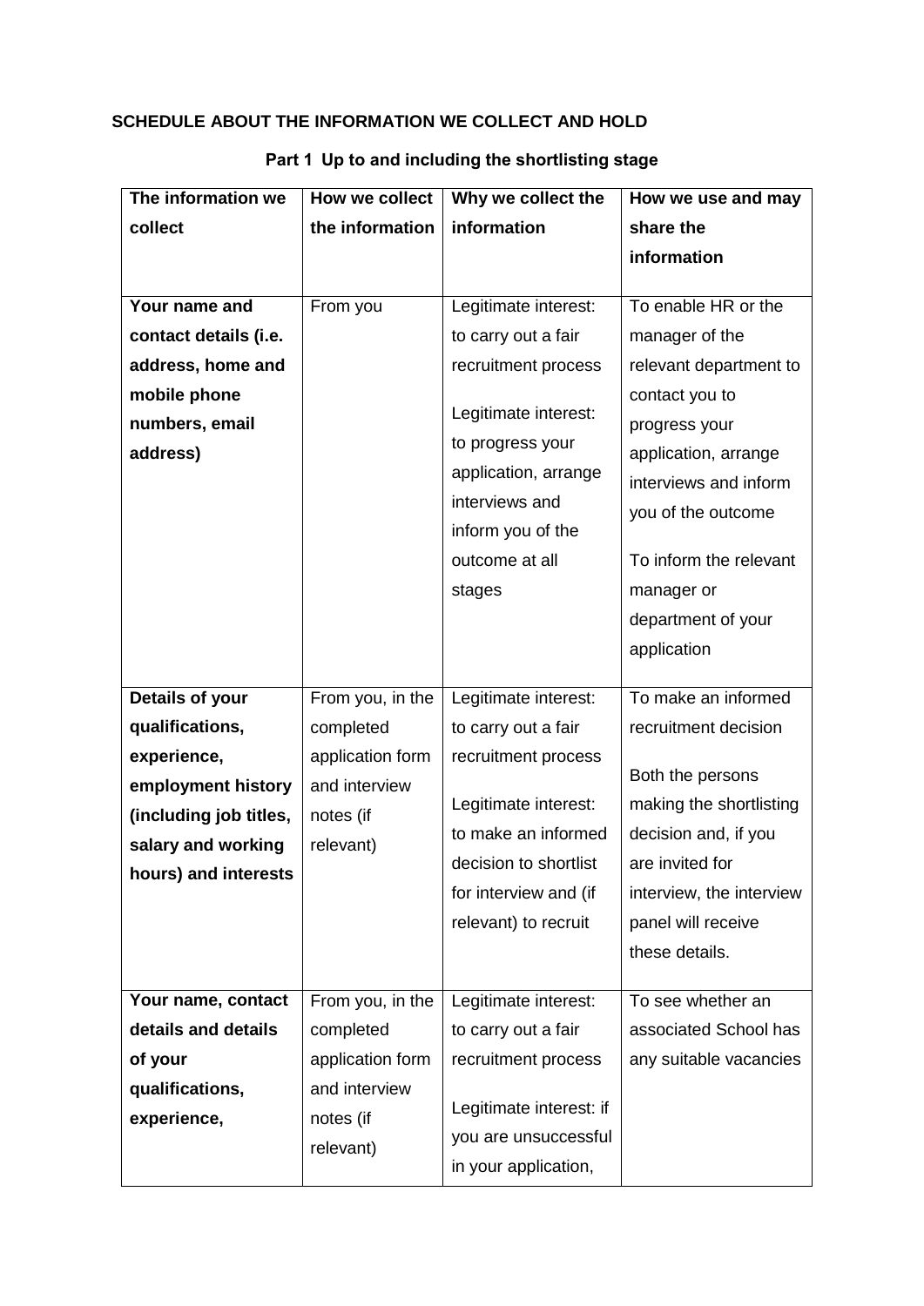### SCHEDULE ABOUT THE INFORMATION WE COLLECT AND HOLD

#### Part 1 Up to and including the shortlisting stage

| The information we collect | How we collect the information | Why we collect the information | How we use and may share the information |
|---|---|---|---|
| **Your name and contact details (i.e. address, home and mobile phone numbers, email address)** | From you | Legitimate interest: to carry out a fair recruitment process<br><br>Legitimate interest: to progress your application, arrange interviews and inform you of the outcome at all stages | To enable HR or the manager of the relevant department to contact you to progress your application, arrange interviews and inform you of the outcome<br><br>To inform the relevant manager or department of your application |
| **Details of your qualifications, experience, employment history (including job titles, salary and working hours) and interests** | From you, in the completed application form and interview notes (if relevant) | Legitimate interest: to carry out a fair recruitment process<br><br>Legitimate interest: to make an informed decision to shortlist for interview and (if relevant) to recruit | To make an informed recruitment decision<br><br>Both the persons making the shortlisting decision and, if you are invited for interview, the interview panel will receive these details. |
| **Your name, contact details and details of your qualifications, experience,** | From you, in the completed application form and interview notes (if relevant) | Legitimate interest: to carry out a fair recruitment process<br><br>Legitimate interest: if you are unsuccessful in your application, | To see whether an associated School has any suitable vacancies |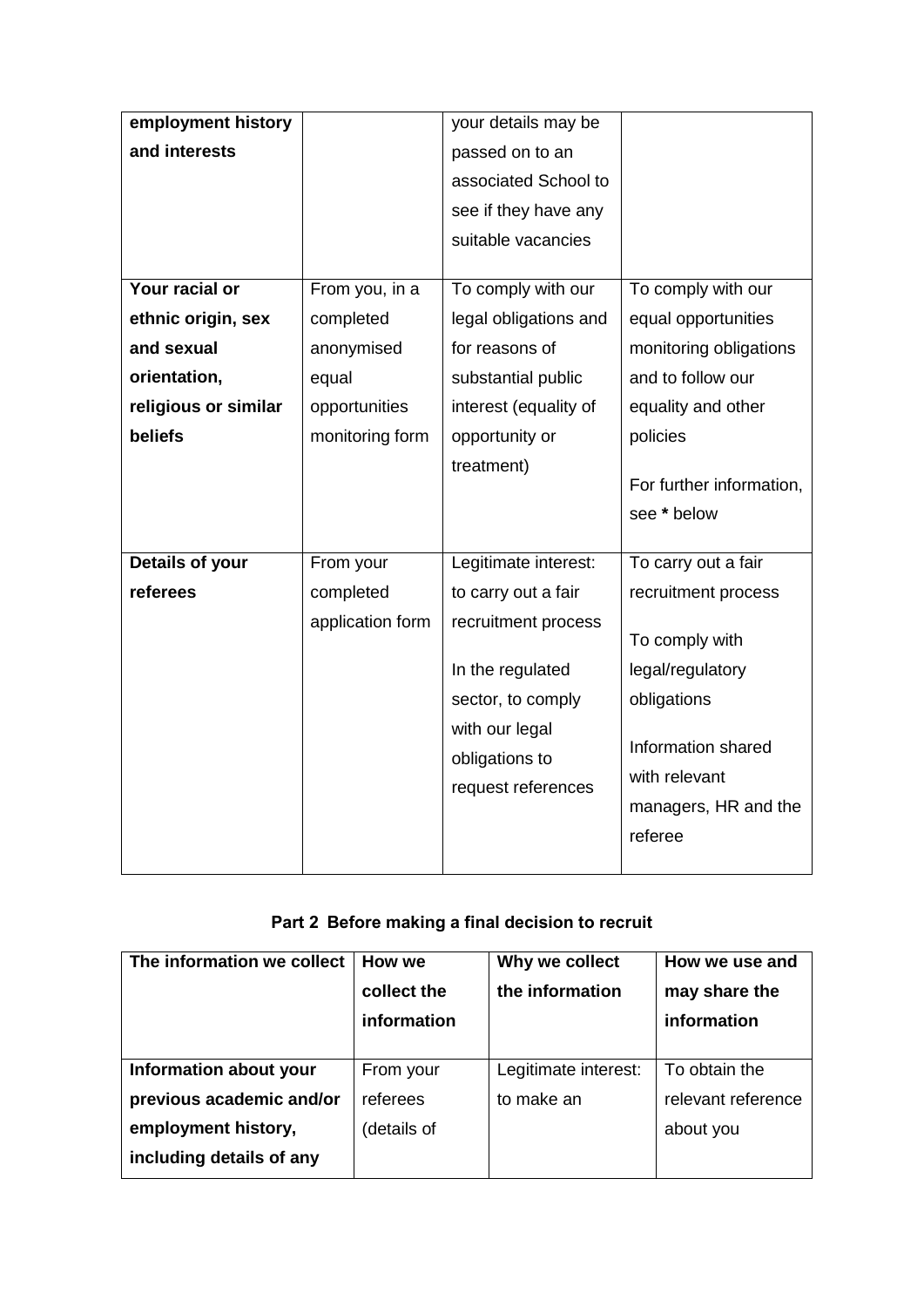| **employment history and interests** | | your details may be passed on to an associated School to see if they have any suitable vacancies | |
|---|---|---|---|
| **Your racial or ethnic origin, sex and sexual orientation, religious or similar beliefs** | From you, in a completed anonymised equal opportunities monitoring form | To comply with our legal obligations and for reasons of substantial public interest (equality of opportunity or treatment) | To comply with our equal opportunities monitoring obligations and to follow our equality and other policies<br><br>For further information, see **\*** below |
| **Details of your referees** | From your completed application form | Legitimate interest: to carry out a fair recruitment process<br><br>In the regulated sector, to comply with our legal obligations to request references | To carry out a fair recruitment process<br><br>To comply with legal/regulatory obligations<br><br>Information shared with relevant managers, HR and the referee |

**Part 2 Before making a final decision to recruit**

| The information we collect | How we collect the information | Why we collect the information | How we use and may share the information |
|---|---|---|---|
| **Information about your previous academic and/or employment history, including details of any** | From your referees (details of | Legitimate interest: to make an | To obtain the relevant reference about you |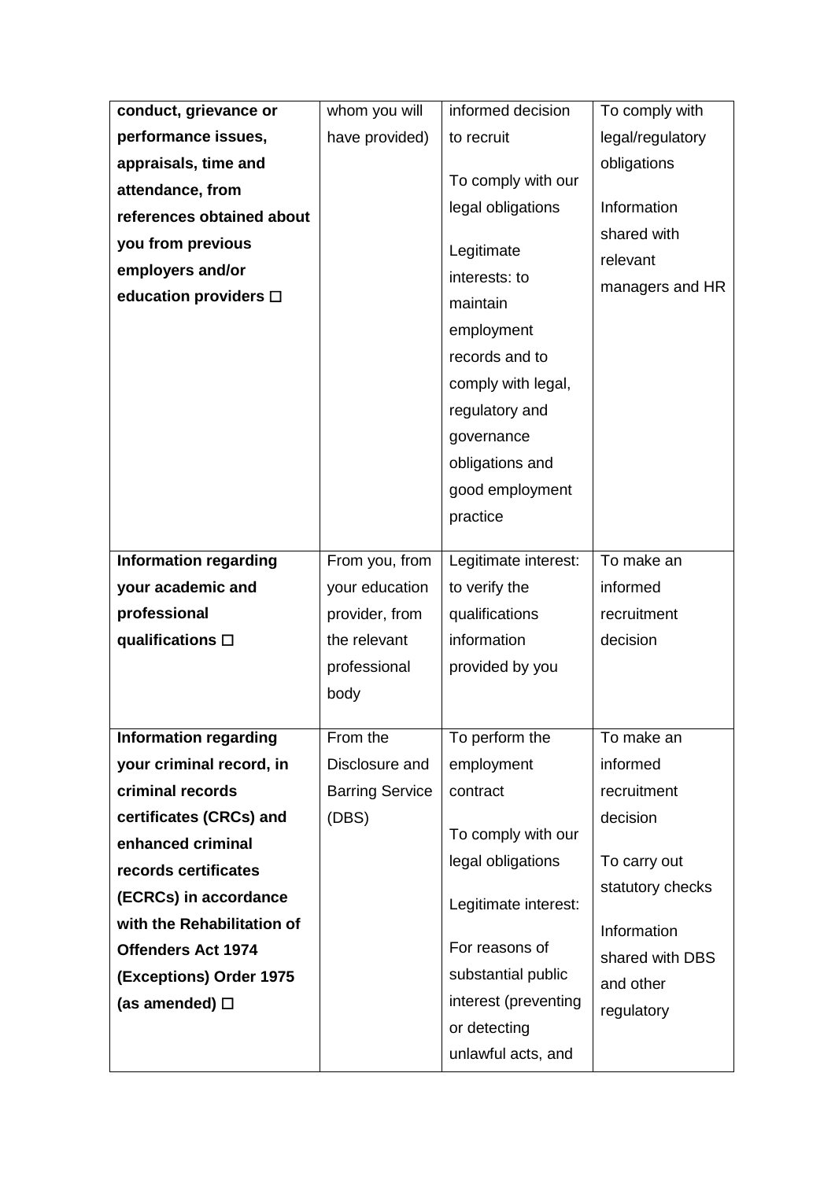| | | | |
|---|---|---|---|
| **conduct, grievance or performance issues, appraisals, time and attendance, from references obtained about you from previous employers and/or education providers ☐** | whom you will have provided) | informed decision to recruit<br><br>To comply with our legal obligations<br><br>Legitimate interests: to maintain employment records and to comply with legal, regulatory and governance obligations and good employment practice | To comply with legal/regulatory obligations<br><br>Information shared with relevant managers and HR |
| **Information regarding your academic and professional qualifications ☐** | From you, from your education provider, from the relevant professional body | Legitimate interest: to verify the qualifications information provided by you | To make an informed recruitment decision |
| **Information regarding your criminal record, in criminal records certificates (CRCs) and enhanced criminal records certificates (ECRCs) in accordance with the Rehabilitation of Offenders Act 1974 (Exceptions) Order 1975 (as amended) ☐** | From the Disclosure and Barring Service (DBS) | To perform the employment contract<br><br>To comply with our legal obligations<br><br>Legitimate interest:<br><br>For reasons of substantial public interest (preventing or detecting unlawful acts, and | To make an informed recruitment decision<br><br>To carry out statutory checks<br><br>Information shared with DBS and other regulatory |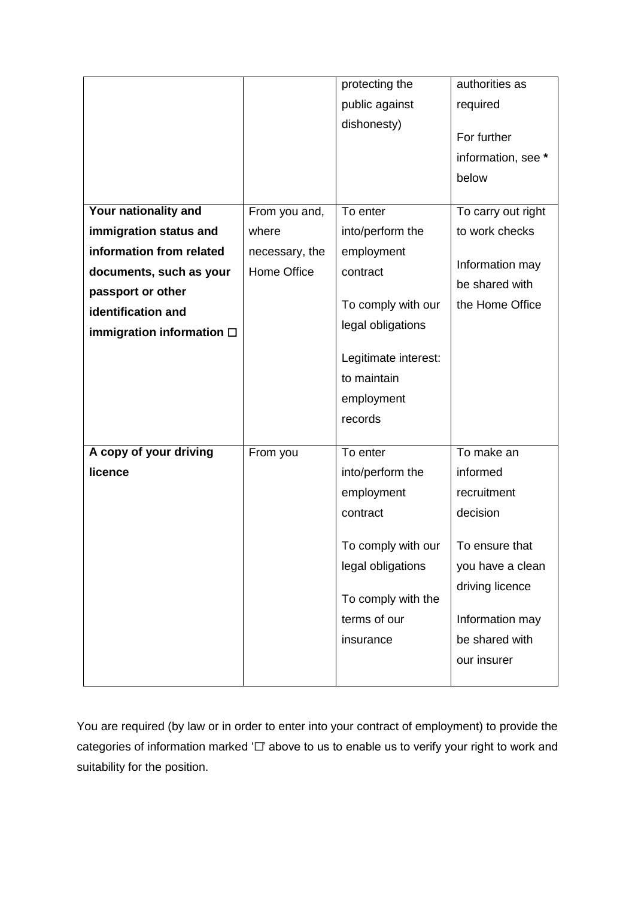| | | | |
|---|---|---|---|
| | | protecting the public against dishonesty) | authorities as required<br><br>For further information, see **\*** below |
| **Your nationality and immigration status and information from related documents, such as your passport or other identification and immigration information ☐** | From you and, where necessary, the Home Office | To enter into/perform the employment contract<br><br>To comply with our legal obligations<br><br>Legitimate interest: to maintain employment records | To carry out right to work checks<br><br>Information may be shared with the Home Office |
| **A copy of your driving licence** | From you | To enter into/perform the employment contract<br><br>To comply with our legal obligations<br><br>To comply with the terms of our insurance | To make an informed recruitment decision<br><br>To ensure that you have a clean driving licence<br><br>Information may be shared with our insurer |

You are required (by law or in order to enter into your contract of employment) to provide the categories of information marked '☐' above to us to enable us to verify your right to work and suitability for the position.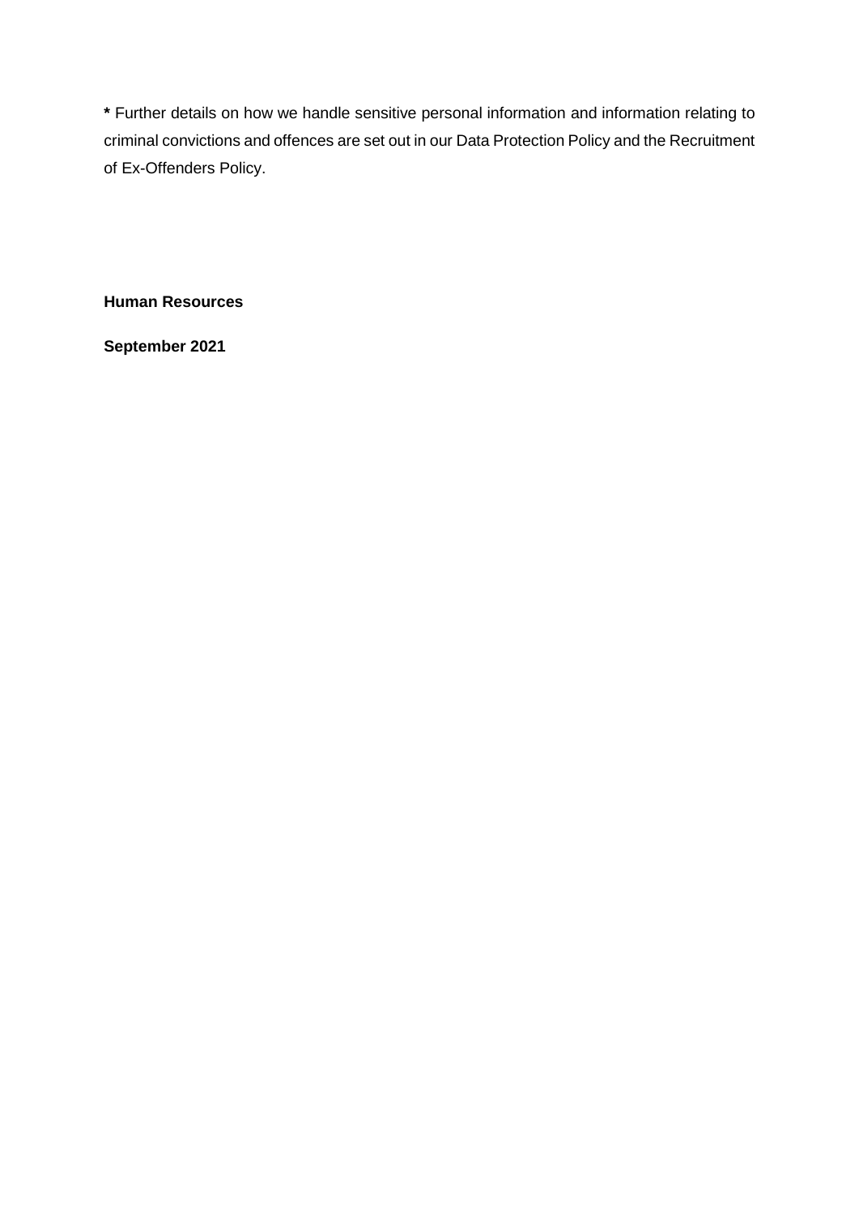**\*** Further details on how we handle sensitive personal information and information relating to criminal convictions and offences are set out in our Data Protection Policy and the Recruitment of Ex-Offenders Policy.

**Human Resources**

**September 2021**